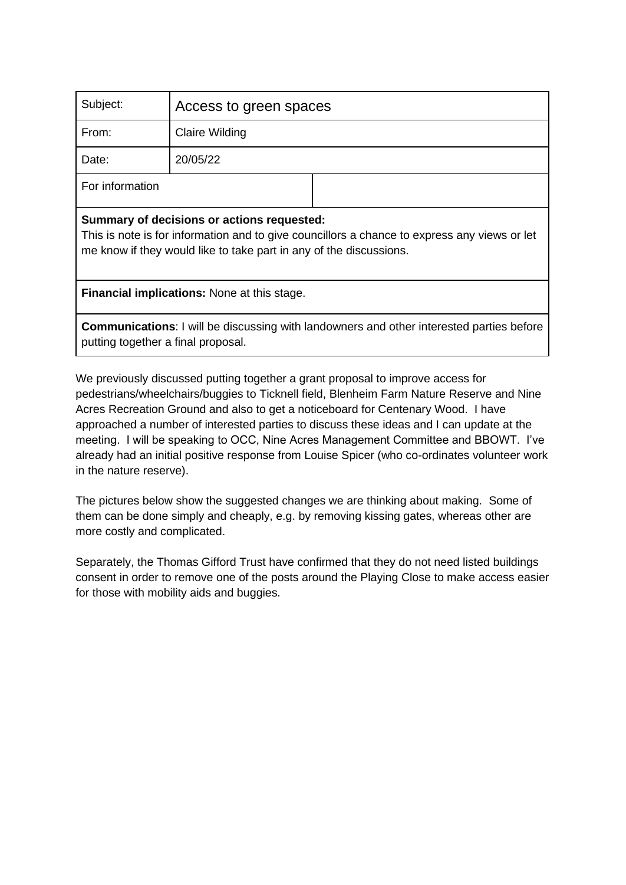| Subject: | Access to green spaces | |
|---|---|---|
| From: | Claire Wilding | |
| Date: | 20/05/22 | |
| For information | | |
| **Summary of decisions or actions requested:** This is note is for information and to give councillors a chance to express any views or let me know if they would like to take part in any of the discussions. | | |
| **Financial implications:** None at this stage. | | |
| **Communications**: I will be discussing with landowners and other interested parties before putting together a final proposal. | | |

We previously discussed putting together a grant proposal to improve access for pedestrians/wheelchairs/buggies to Ticknell field, Blenheim Farm Nature Reserve and Nine Acres Recreation Ground and also to get a noticeboard for Centenary Wood. I have approached a number of interested parties to discuss these ideas and I can update at the meeting. I will be speaking to OCC, Nine Acres Management Committee and BBOWT. I've already had an initial positive response from Louise Spicer (who co-ordinates volunteer work in the nature reserve).

The pictures below show the suggested changes we are thinking about making. Some of them can be done simply and cheaply, e.g. by removing kissing gates, whereas other are more costly and complicated.

Separately, the Thomas Gifford Trust have confirmed that they do not need listed buildings consent in order to remove one of the posts around the Playing Close to make access easier for those with mobility aids and buggies.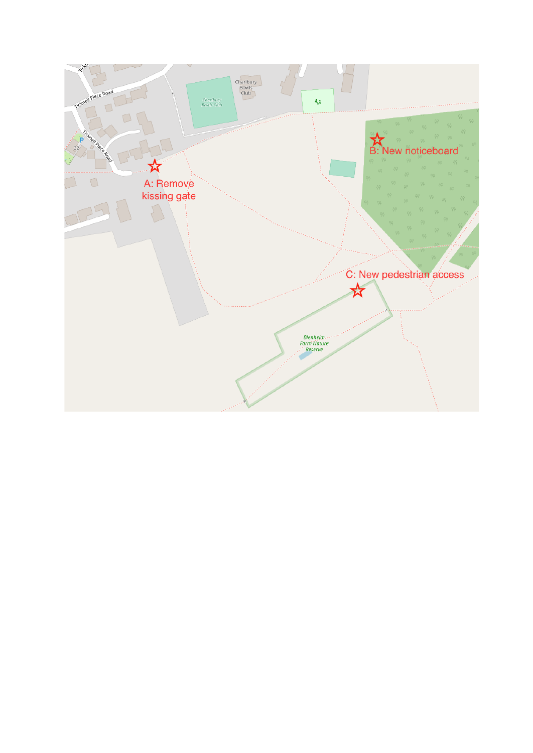A: Remove kissing gate

B: New noticeboard

C: New pedestrian access

Ticknell Piece Road

Charlbury Bowls Club

Blenheim Farm Nature Reserve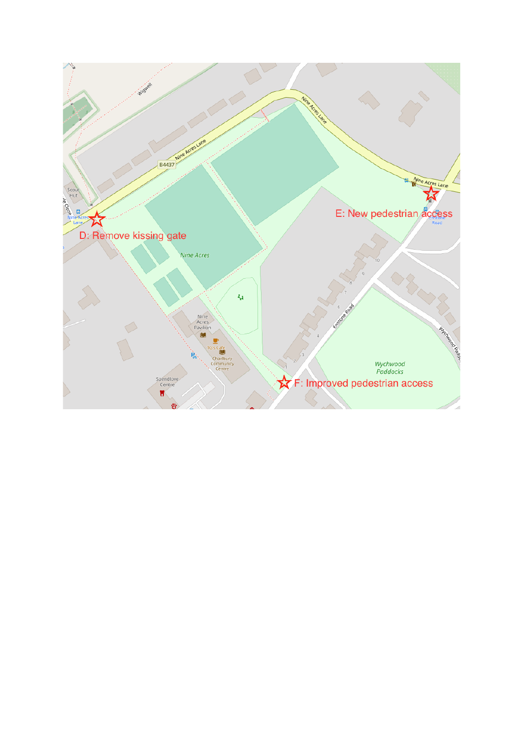D: Remove kissing gate

E: New pedestrian access

F: Improved pedestrian access

Nine Acres Lane

B4437

Wigwell

Scout Hut

Nine Acres

Nine Acres Pavilion

TG's Cafe

Charlbury Community Centre

Spendlove Centre

Enstone Road

Wychwood Paddocks

Wychwood Paddocks